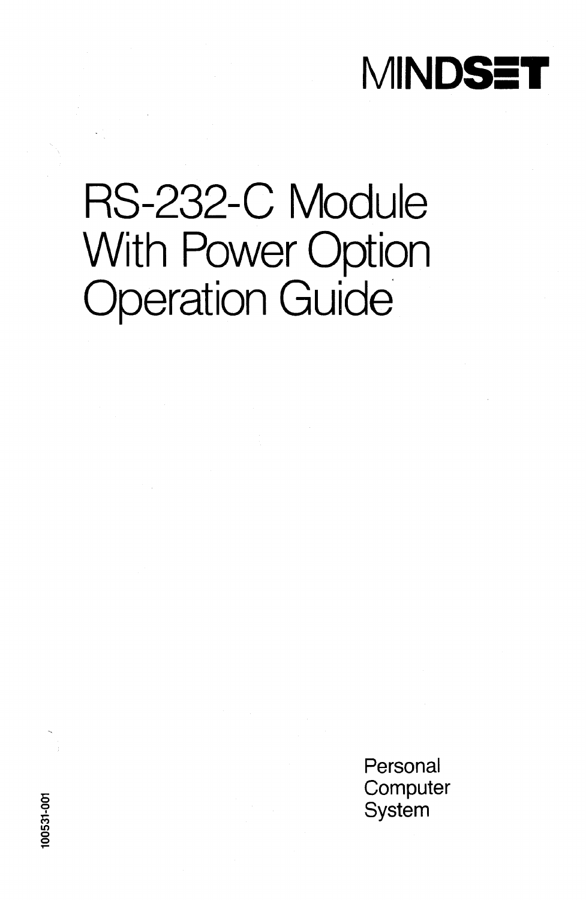MINDSET

# RS-232-C Module With Power Option Operation Guide

Personal Computer System

100531-001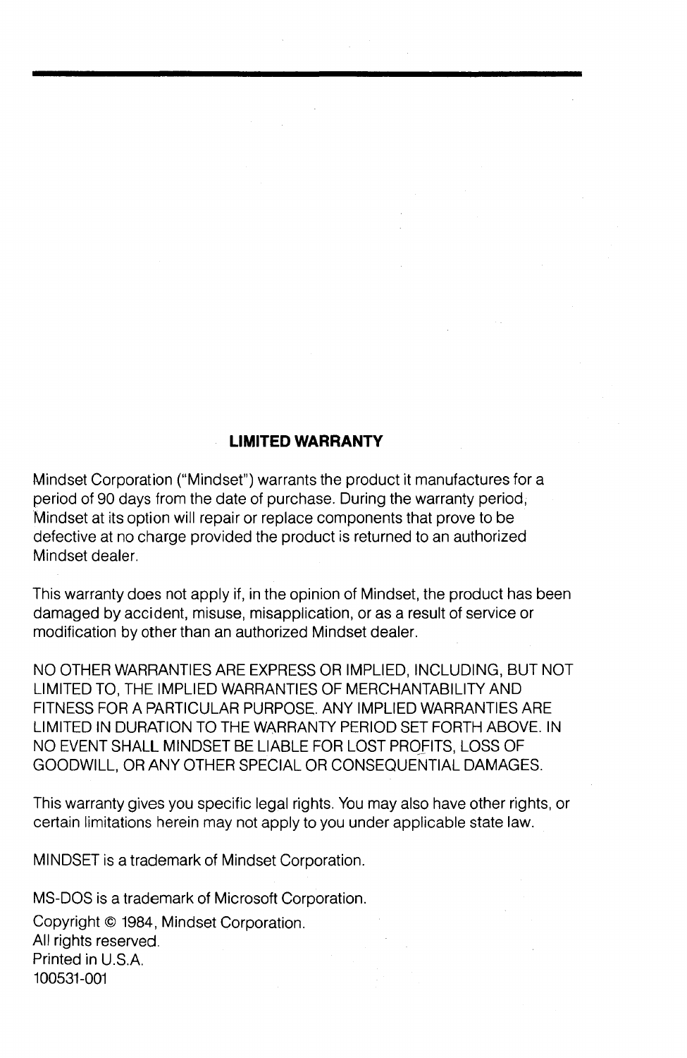## LIMITED WARRANTY

Mindset Corporation ("Mindset") warrants the product it manufactures for a period of 90 days from the date of purchase. During the warranty period, Mindset at its option will repair or replace components that prove to be defective at no charge provided the product is returned to an authorized Mindset dealer.

This warranty does not apply if, in the opinion of Mindset, the product has been damaged by accident, misuse, misapplication, or as a result of service or modification by other than an authorized Mindset dealer.

NO OTHER WARRANTIES ARE EXPRESS OR IMPLIED, INCLUDING, BUT NOT LIMITED TO, THE IMPLIED WARRANTIES OF MERCHANTABILITY AND FITNESS FOR A PARTICULAR PURPOSE. ANY IMPLIED WARRANTIES ARE LIMITED IN DURATION TO THE WARRANTY PERIOD SET FORTH ABOVE. IN NO EVENT SHALL MINDSET BE LIABLE FOR LOST PROFITS, LOSS OF GOODWILL, OR ANY OTHER SPECIAL OR CONSEQUENTIAL DAMAGES.

This warranty gives you specific legal rights. You may also have other rights, or certain limitations herein may not apply to you under applicable state law.

MINDSET is a trademark of Mindset Corporation.

MS-DOS is a trademark of Microsoft Corporation.

Copyright © 1984, Mindset Corporation.
All rights reserved.
Printed in U.S.A.
100531-001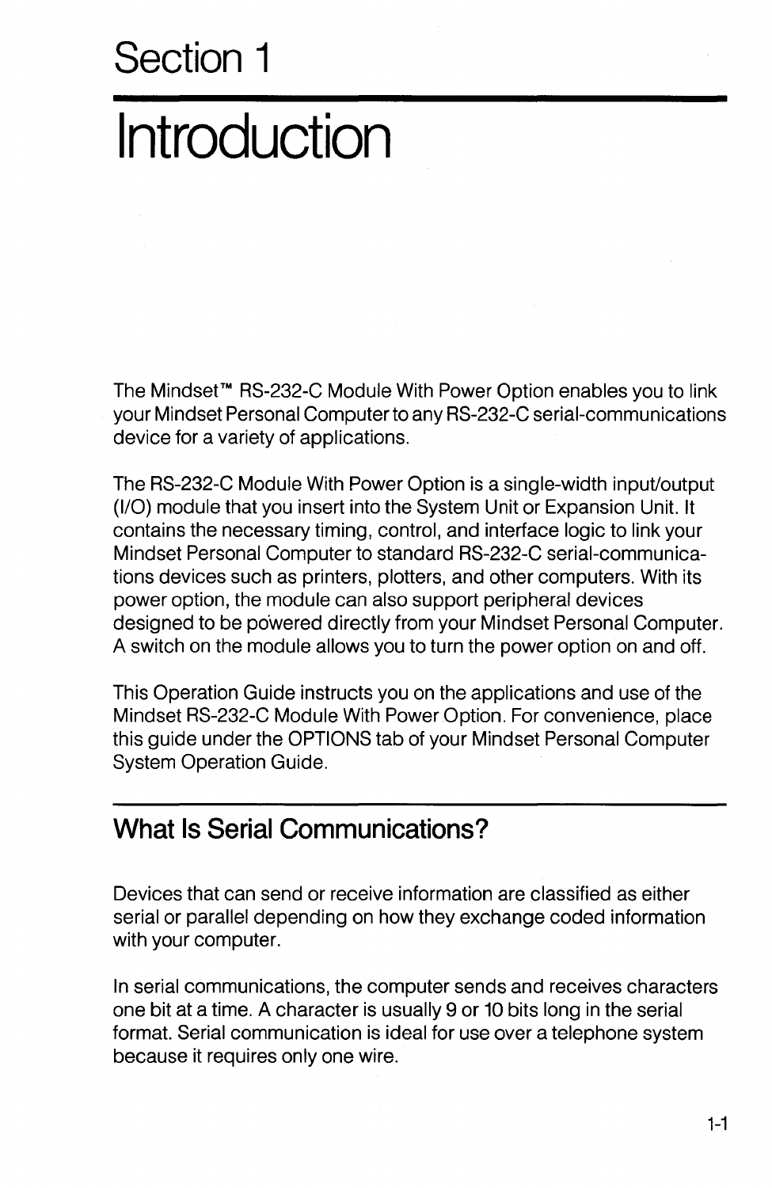# Section 1

# Introduction

The Mindset™ RS-232-C Module With Power Option enables you to link your Mindset Personal Computer to any RS-232-C serial-communications device for a variety of applications.

The RS-232-C Module With Power Option is a single-width input/output (I/O) module that you insert into the System Unit or Expansion Unit. It contains the necessary timing, control, and interface logic to link your Mindset Personal Computer to standard RS-232-C serial-communications devices such as printers, plotters, and other computers. With its power option, the module can also support peripheral devices designed to be powered directly from your Mindset Personal Computer. A switch on the module allows you to turn the power option on and off.

This Operation Guide instructs you on the applications and use of the Mindset RS-232-C Module With Power Option. For convenience, place this guide under the OPTIONS tab of your Mindset Personal Computer System Operation Guide.

## What Is Serial Communications?

Devices that can send or receive information are classified as either serial or parallel depending on how they exchange coded information with your computer.

In serial communications, the computer sends and receives characters one bit at a time. A character is usually 9 or 10 bits long in the serial format. Serial communication is ideal for use over a telephone system because it requires only one wire.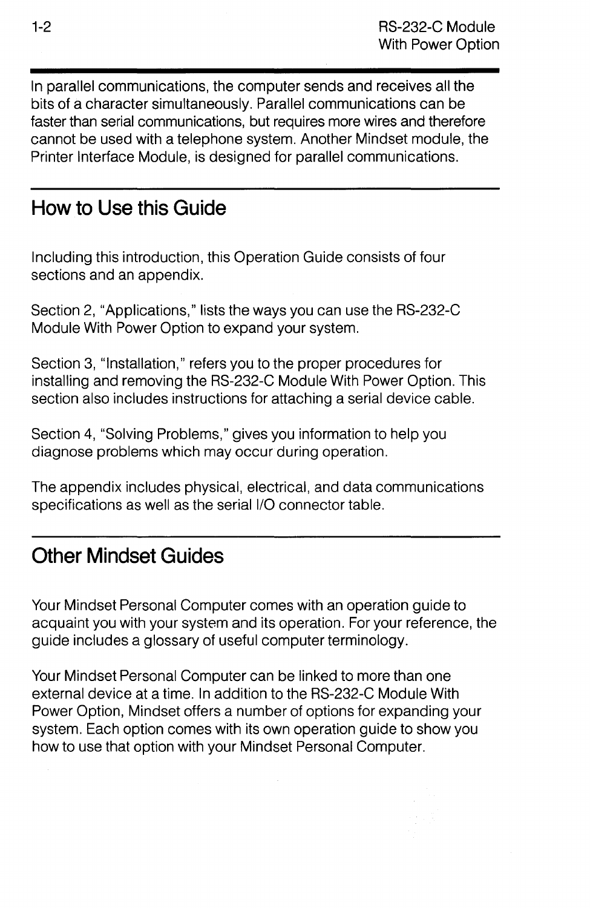In parallel communications, the computer sends and receives all the bits of a character simultaneously. Parallel communications can be faster than serial communications, but requires more wires and therefore cannot be used with a telephone system. Another Mindset module, the Printer Interface Module, is designed for parallel communications.

## How to Use this Guide

Including this introduction, this Operation Guide consists of four sections and an appendix.

Section 2, "Applications," lists the ways you can use the RS-232-C Module With Power Option to expand your system.

Section 3, "Installation," refers you to the proper procedures for installing and removing the RS-232-C Module With Power Option. This section also includes instructions for attaching a serial device cable.

Section 4, "Solving Problems," gives you information to help you diagnose problems which may occur during operation.

The appendix includes physical, electrical, and data communications specifications as well as the serial I/O connector table.

## Other Mindset Guides

Your Mindset Personal Computer comes with an operation guide to acquaint you with your system and its operation. For your reference, the guide includes a glossary of useful computer terminology.

Your Mindset Personal Computer can be linked to more than one external device at a time. In addition to the RS-232-C Module With Power Option, Mindset offers a number of options for expanding your system. Each option comes with its own operation guide to show you how to use that option with your Mindset Personal Computer.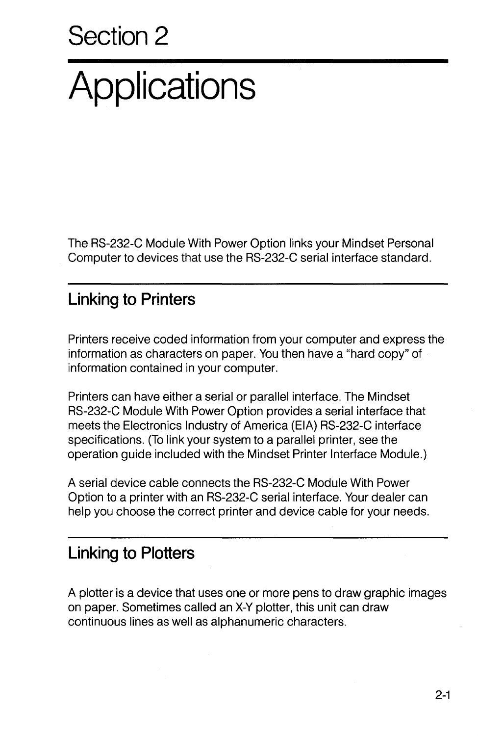# Section 2

# Applications

The RS-232-C Module With Power Option links your Mindset Personal Computer to devices that use the RS-232-C serial interface standard.

## Linking to Printers

Printers receive coded information from your computer and express the information as characters on paper. You then have a "hard copy" of information contained in your computer.

Printers can have either a serial or parallel interface. The Mindset RS-232-C Module With Power Option provides a serial interface that meets the Electronics Industry of America (EIA) RS-232-C interface specifications. (To link your system to a parallel printer, see the operation guide included with the Mindset Printer Interface Module.)

A serial device cable connects the RS-232-C Module With Power Option to a printer with an RS-232-C serial interface. Your dealer can help you choose the correct printer and device cable for your needs.

## Linking to Plotters

A plotter is a device that uses one or more pens to draw graphic images on paper. Sometimes called an X-Y plotter, this unit can draw continuous lines as well as alphanumeric characters.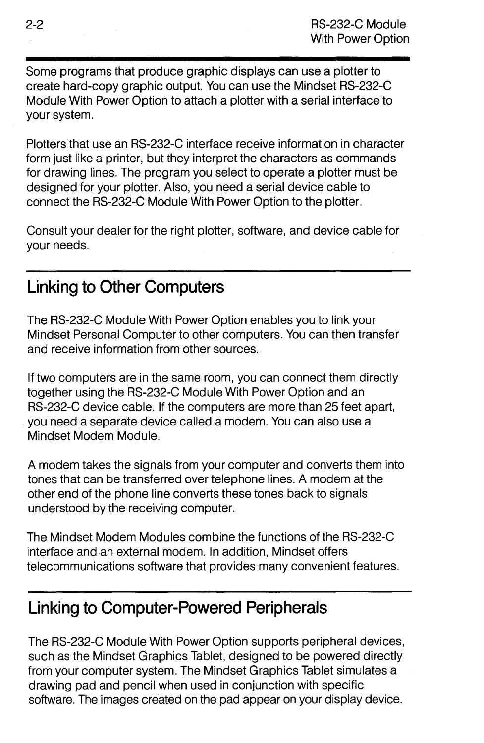Some programs that produce graphic displays can use a plotter to create hard-copy graphic output. You can use the Mindset RS-232-C Module With Power Option to attach a plotter with a serial interface to your system.

Plotters that use an RS-232-C interface receive information in character form just like a printer, but they interpret the characters as commands for drawing lines. The program you select to operate a plotter must be designed for your plotter. Also, you need a serial device cable to connect the RS-232-C Module With Power Option to the plotter.

Consult your dealer for the right plotter, software, and device cable for your needs.

## Linking to Other Computers

The RS-232-C Module With Power Option enables you to link your Mindset Personal Computer to other computers. You can then transfer and receive information from other sources.

If two computers are in the same room, you can connect them directly together using the RS-232-C Module With Power Option and an RS-232-C device cable. If the computers are more than 25 feet apart, you need a separate device called a modem. You can also use a Mindset Modem Module.

A modem takes the signals from your computer and converts them into tones that can be transferred over telephone lines. A modem at the other end of the phone line converts these tones back to signals understood by the receiving computer.

The Mindset Modem Modules combine the functions of the RS-232-C interface and an external modem. In addition, Mindset offers telecommunications software that provides many convenient features.

## Linking to Computer-Powered Peripherals

The RS-232-C Module With Power Option supports peripheral devices, such as the Mindset Graphics Tablet, designed to be powered directly from your computer system. The Mindset Graphics Tablet simulates a drawing pad and pencil when used in conjunction with specific software. The images created on the pad appear on your display device.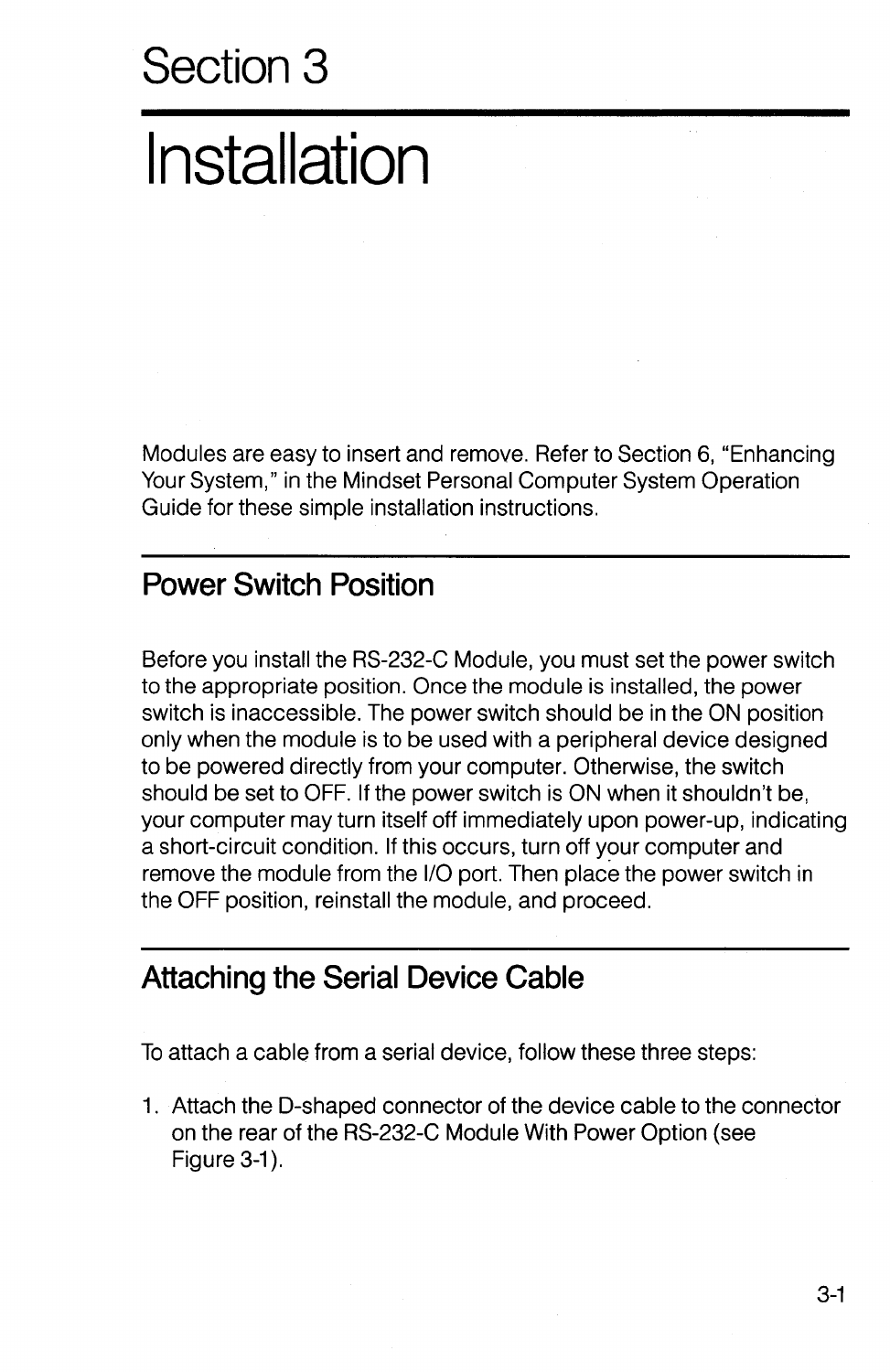# Section 3

# Installation

Modules are easy to insert and remove. Refer to Section 6, "Enhancing Your System," in the Mindset Personal Computer System Operation Guide for these simple installation instructions.

## Power Switch Position

Before you install the RS-232-C Module, you must set the power switch to the appropriate position. Once the module is installed, the power switch is inaccessible. The power switch should be in the ON position only when the module is to be used with a peripheral device designed to be powered directly from your computer. Otherwise, the switch should be set to OFF. If the power switch is ON when it shouldn't be, your computer may turn itself off immediately upon power-up, indicating a short-circuit condition. If this occurs, turn off your computer and remove the module from the I/O port. Then place the power switch in the OFF position, reinstall the module, and proceed.

## Attaching the Serial Device Cable

To attach a cable from a serial device, follow these three steps:

1. Attach the D-shaped connector of the device cable to the connector on the rear of the RS-232-C Module With Power Option (see Figure 3-1).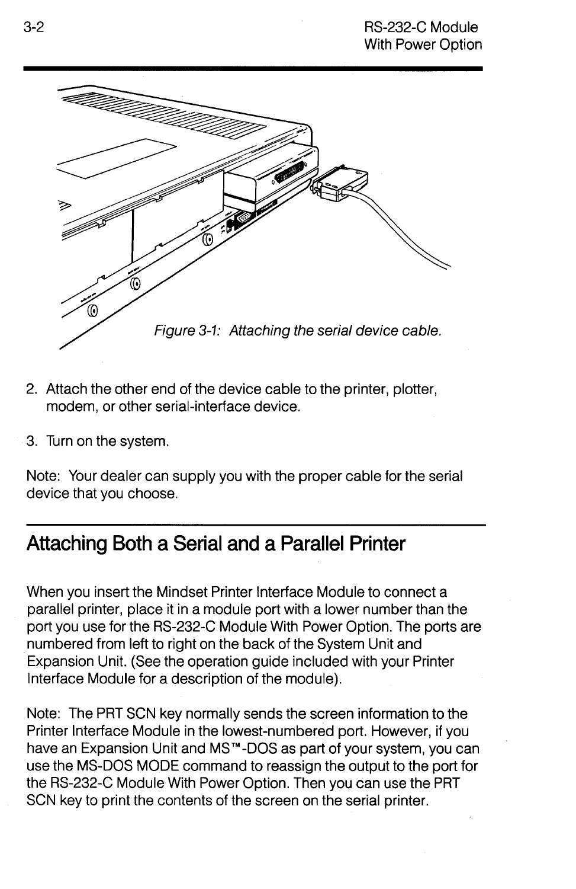*Figure 3-1: Attaching the serial device cable.*

2. Attach the other end of the device cable to the printer, plotter, modem, or other serial-interface device.

3. Turn on the system.

Note: Your dealer can supply you with the proper cable for the serial device that you choose.

## Attaching Both a Serial and a Parallel Printer

When you insert the Mindset Printer Interface Module to connect a parallel printer, place it in a module port with a lower number than the port you use for the RS-232-C Module With Power Option. The ports are numbered from left to right on the back of the System Unit and Expansion Unit. (See the operation guide included with your Printer Interface Module for a description of the module).

Note: The PRT SCN key normally sends the screen information to the Printer Interface Module in the lowest-numbered port. However, if you have an Expansion Unit and MS™-DOS as part of your system, you can use the MS-DOS MODE command to reassign the output to the port for the RS-232-C Module With Power Option. Then you can use the PRT SCN key to print the contents of the screen on the serial printer.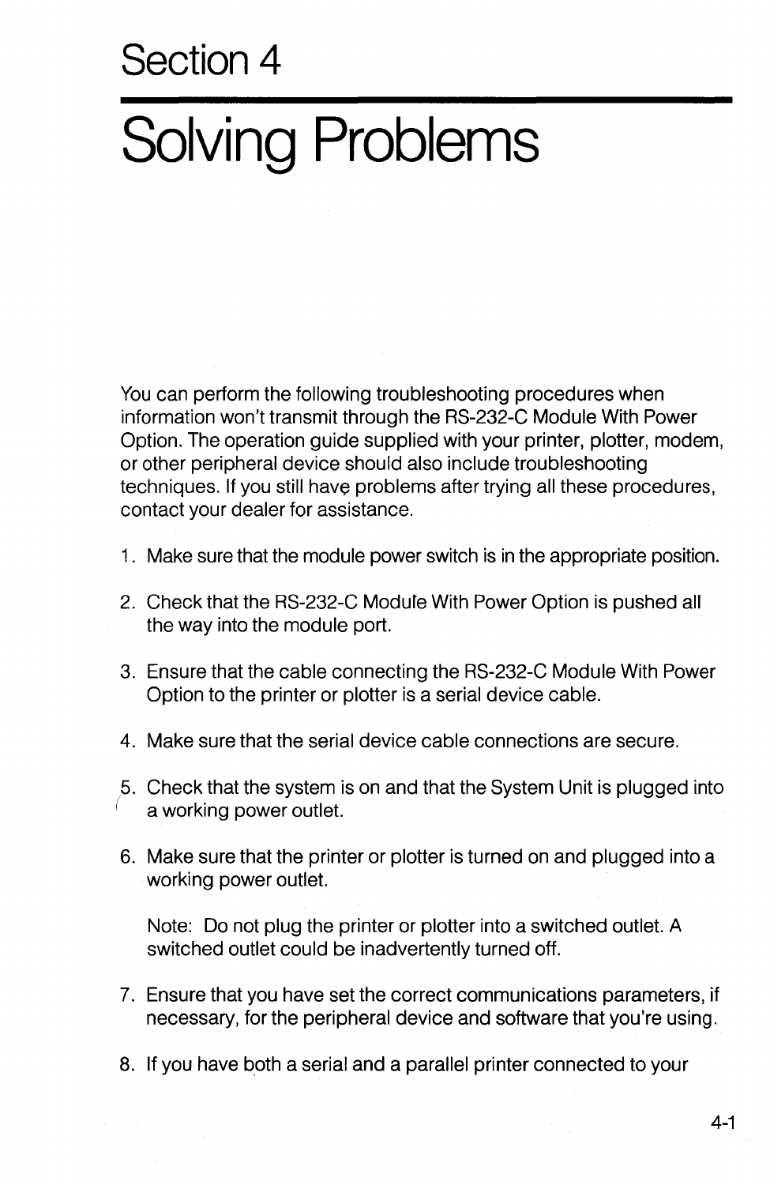# Section 4

# Solving Problems

You can perform the following troubleshooting procedures when information won't transmit through the RS-232-C Module With Power Option. The operation guide supplied with your printer, plotter, modem, or other peripheral device should also include troubleshooting techniques. If you still have problems after trying all these procedures, contact your dealer for assistance.

1. Make sure that the module power switch is in the appropriate position.

2. Check that the RS-232-C Module With Power Option is pushed all the way into the module port.

3. Ensure that the cable connecting the RS-232-C Module With Power Option to the printer or plotter is a serial device cable.

4. Make sure that the serial device cable connections are secure.

5. Check that the system is on and that the System Unit is plugged into a working power outlet.

6. Make sure that the printer or plotter is turned on and plugged into a working power outlet.

   Note: Do not plug the printer or plotter into a switched outlet. A switched outlet could be inadvertently turned off.

7. Ensure that you have set the correct communications parameters, if necessary, for the peripheral device and software that you're using.

8. If you have both a serial and a parallel printer connected to your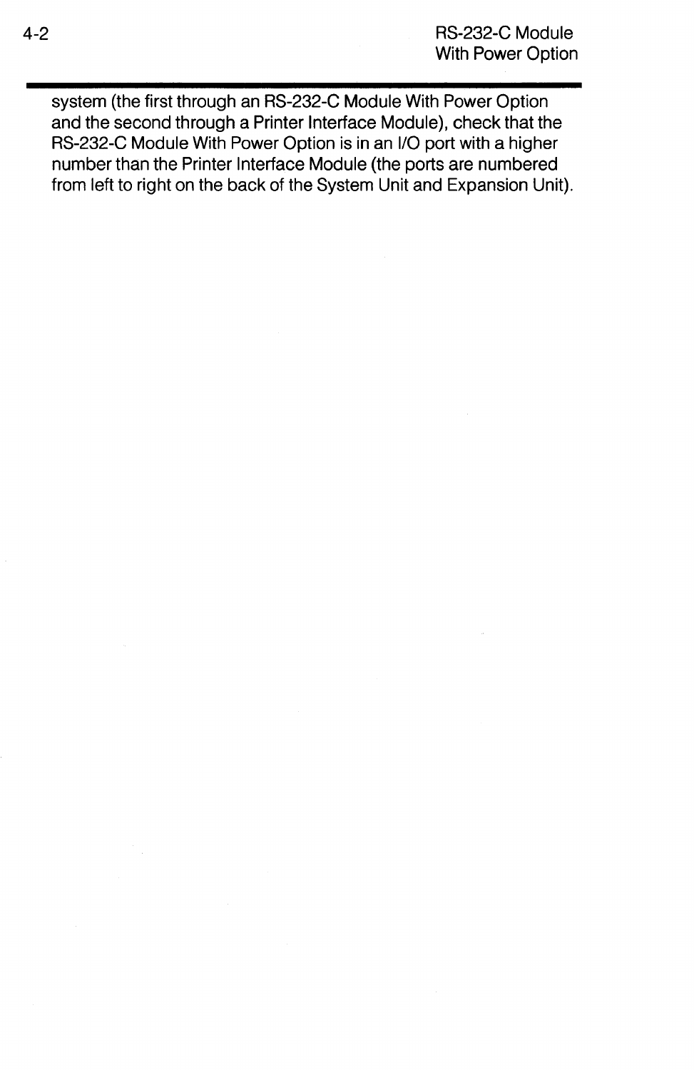system (the first through an RS-232-C Module With Power Option and the second through a Printer Interface Module), check that the RS-232-C Module With Power Option is in an I/O port with a higher number than the Printer Interface Module (the ports are numbered from left to right on the back of the System Unit and Expansion Unit).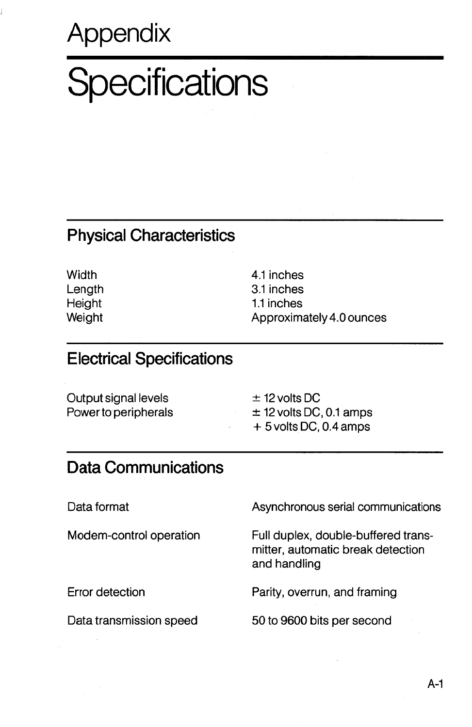# Appendix

# Specifications

## Physical Characteristics

| | |
|---|---|
| Width | 4.1 inches |
| Length | 3.1 inches |
| Height | 1.1 inches |
| Weight | Approximately 4.0 ounces |

## Electrical Specifications

| | |
|---|---|
| Output signal levels | ± 12 volts DC |
| Power to peripherals | ± 12 volts DC, 0.1 amps |
| | + 5 volts DC, 0.4 amps |

## Data Communications

| | |
|---|---|
| Data format | Asynchronous serial communications |
| Modem-control operation | Full duplex, double-buffered transmitter, automatic break detection and handling |
| Error detection | Parity, overrun, and framing |
| Data transmission speed | 50 to 9600 bits per second |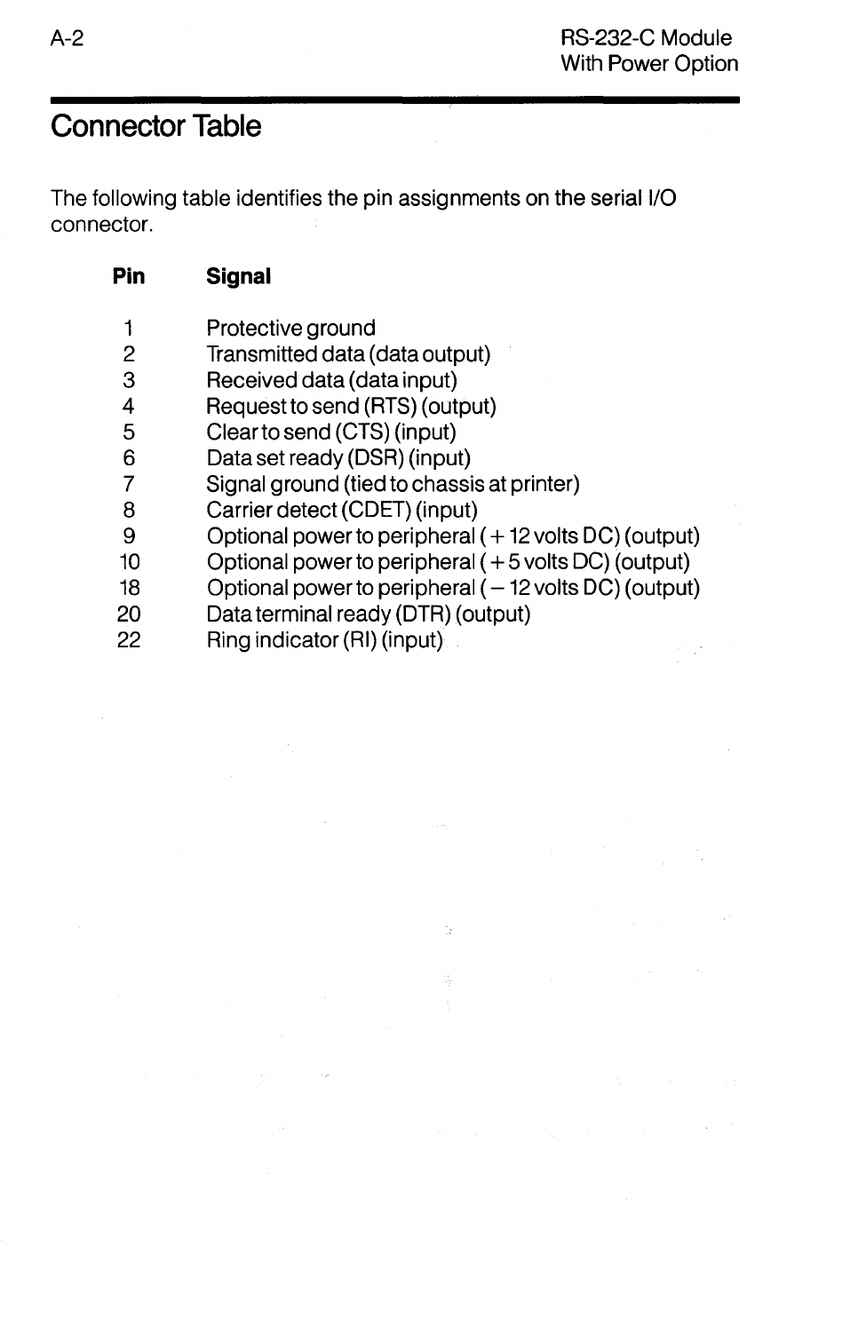## Connector Table

The following table identifies the pin assignments on the serial I/O connector.

| Pin | Signal |
|---|---|
| 1 | Protective ground |
| 2 | Transmitted data (data output) |
| 3 | Received data (data input) |
| 4 | Request to send (RTS) (output) |
| 5 | Clear to send (CTS) (input) |
| 6 | Data set ready (DSR) (input) |
| 7 | Signal ground (tied to chassis at printer) |
| 8 | Carrier detect (CDET) (input) |
| 9 | Optional power to peripheral ( + 12 volts DC) (output) |
| 10 | Optional power to peripheral ( + 5 volts DC) (output) |
| 18 | Optional power to peripheral ( − 12 volts DC) (output) |
| 20 | Data terminal ready (DTR) (output) |
| 22 | Ring indicator (RI) (input) |